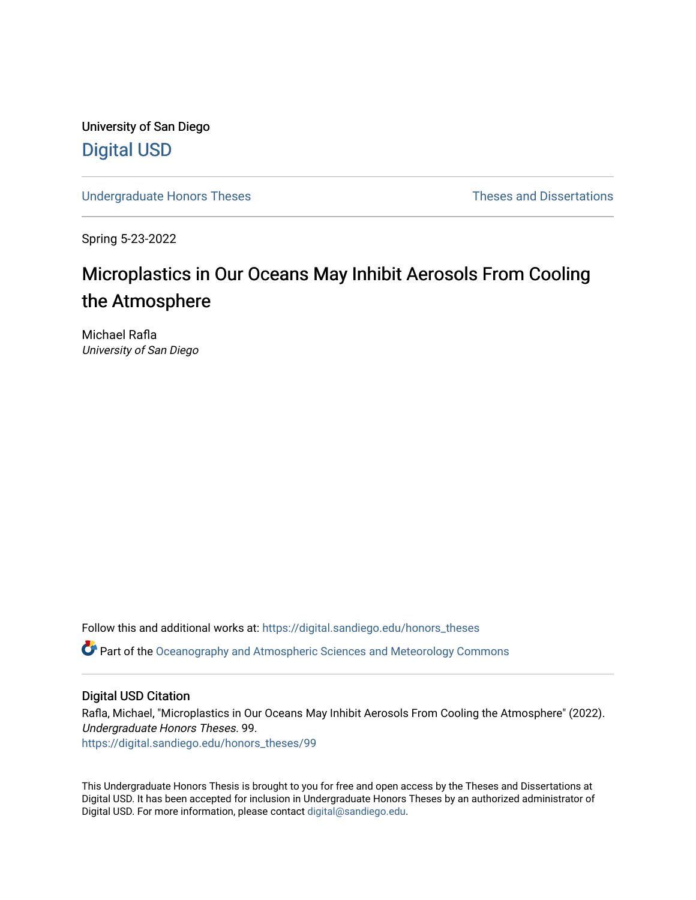University of San Diego

Digital USD

Undergraduate Honors Theses | Theses and Dissertations

Spring 5-23-2022

# Microplastics in Our Oceans May Inhibit Aerosols From Cooling the Atmosphere

Michael Rafla
*University of San Diego*

Follow this and additional works at: https://digital.sandiego.edu/honors_theses

Part of the Oceanography and Atmospheric Sciences and Meteorology Commons

## Digital USD Citation

Rafla, Michael, "Microplastics in Our Oceans May Inhibit Aerosols From Cooling the Atmosphere" (2022). *Undergraduate Honors Theses*. 99.
https://digital.sandiego.edu/honors_theses/99

This Undergraduate Honors Thesis is brought to you for free and open access by the Theses and Dissertations at Digital USD. It has been accepted for inclusion in Undergraduate Honors Theses by an authorized administrator of Digital USD. For more information, please contact digital@sandiego.edu.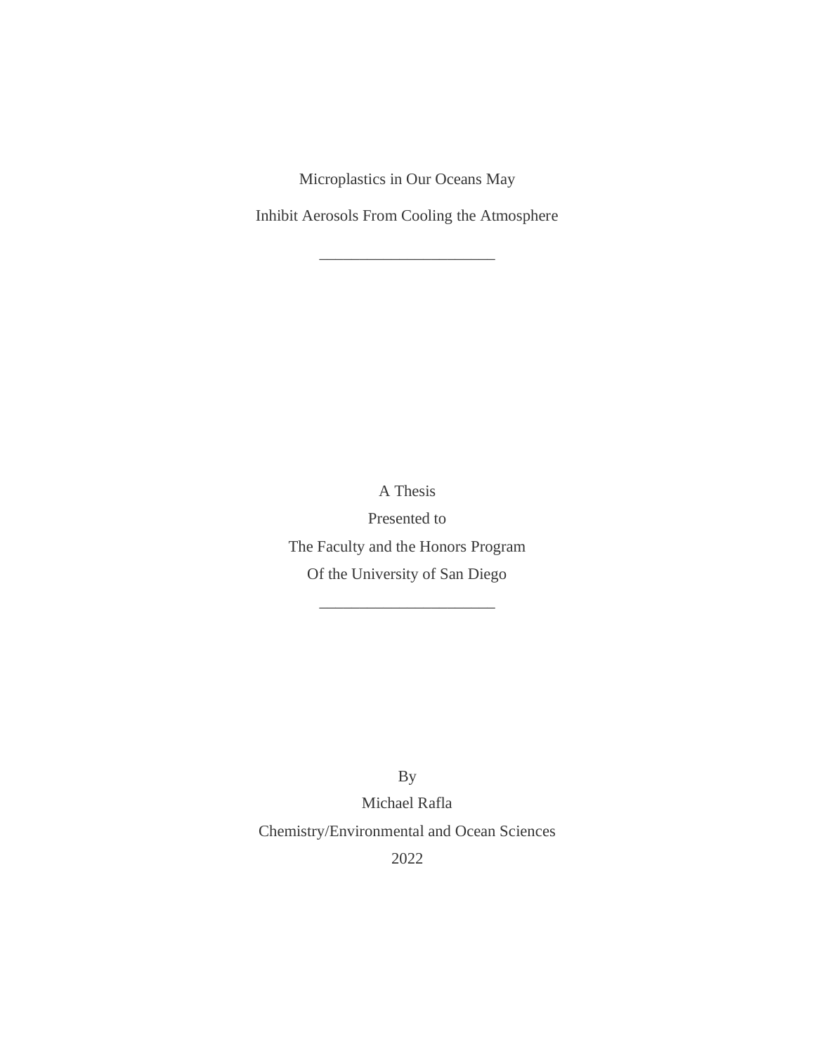# Microplastics in Our Oceans May Inhibit Aerosols From Cooling the Atmosphere

______________________

A Thesis

Presented to

The Faculty and the Honors Program

Of the University of San Diego

______________________

By

Michael Rafla

Chemistry/Environmental and Ocean Sciences

2022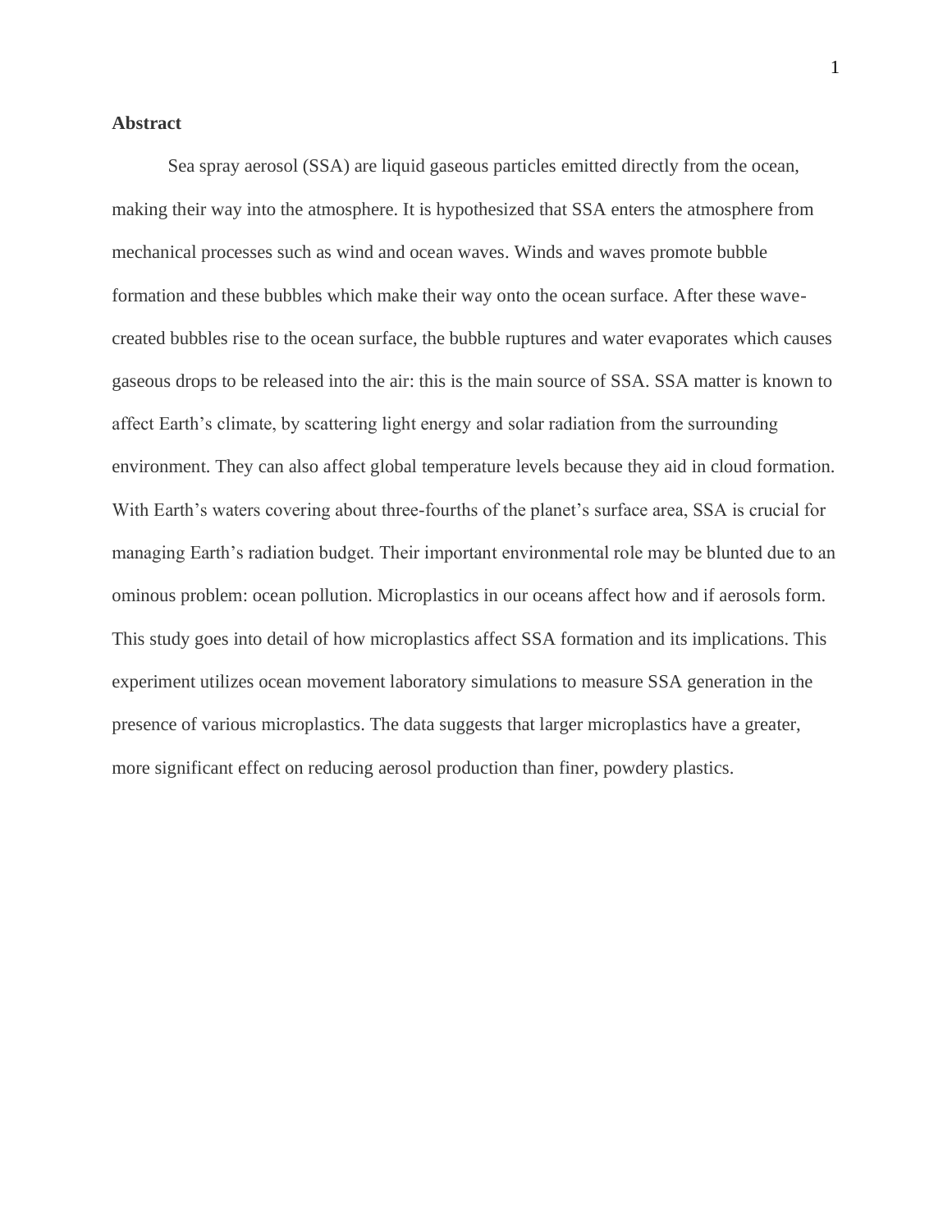**Abstract**

Sea spray aerosol (SSA) are liquid gaseous particles emitted directly from the ocean, making their way into the atmosphere. It is hypothesized that SSA enters the atmosphere from mechanical processes such as wind and ocean waves. Winds and waves promote bubble formation and these bubbles which make their way onto the ocean surface. After these wave-created bubbles rise to the ocean surface, the bubble ruptures and water evaporates which causes gaseous drops to be released into the air: this is the main source of SSA. SSA matter is known to affect Earth's climate, by scattering light energy and solar radiation from the surrounding environment. They can also affect global temperature levels because they aid in cloud formation. With Earth's waters covering about three-fourths of the planet's surface area, SSA is crucial for managing Earth's radiation budget. Their important environmental role may be blunted due to an ominous problem: ocean pollution. Microplastics in our oceans affect how and if aerosols form. This study goes into detail of how microplastics affect SSA formation and its implications. This experiment utilizes ocean movement laboratory simulations to measure SSA generation in the presence of various microplastics. The data suggests that larger microplastics have a greater, more significant effect on reducing aerosol production than finer, powdery plastics.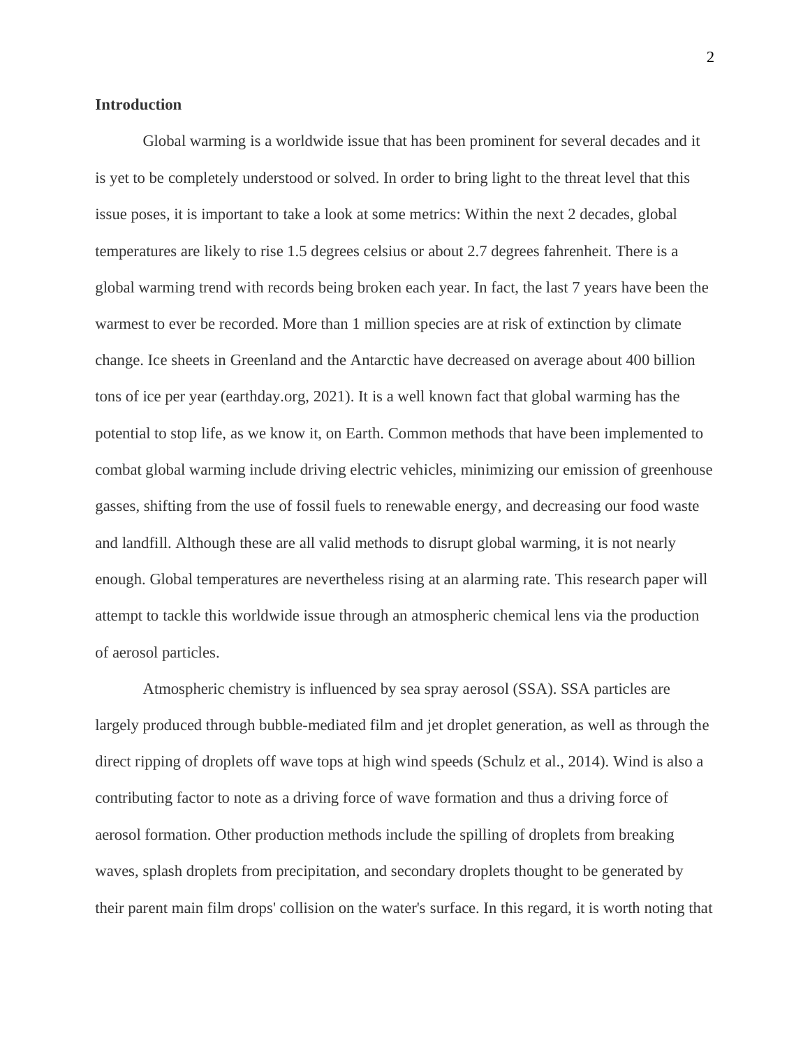**Introduction**

Global warming is a worldwide issue that has been prominent for several decades and it is yet to be completely understood or solved. In order to bring light to the threat level that this issue poses, it is important to take a look at some metrics: Within the next 2 decades, global temperatures are likely to rise 1.5 degrees celsius or about 2.7 degrees fahrenheit. There is a global warming trend with records being broken each year. In fact, the last 7 years have been the warmest to ever be recorded. More than 1 million species are at risk of extinction by climate change. Ice sheets in Greenland and the Antarctic have decreased on average about 400 billion tons of ice per year (earthday.org, 2021). It is a well known fact that global warming has the potential to stop life, as we know it, on Earth. Common methods that have been implemented to combat global warming include driving electric vehicles, minimizing our emission of greenhouse gasses, shifting from the use of fossil fuels to renewable energy, and decreasing our food waste and landfill. Although these are all valid methods to disrupt global warming, it is not nearly enough. Global temperatures are nevertheless rising at an alarming rate. This research paper will attempt to tackle this worldwide issue through an atmospheric chemical lens via the production of aerosol particles.

Atmospheric chemistry is influenced by sea spray aerosol (SSA). SSA particles are largely produced through bubble-mediated film and jet droplet generation, as well as through the direct ripping of droplets off wave tops at high wind speeds (Schulz et al., 2014). Wind is also a contributing factor to note as a driving force of wave formation and thus a driving force of aerosol formation. Other production methods include the spilling of droplets from breaking waves, splash droplets from precipitation, and secondary droplets thought to be generated by their parent main film drops' collision on the water's surface. In this regard, it is worth noting that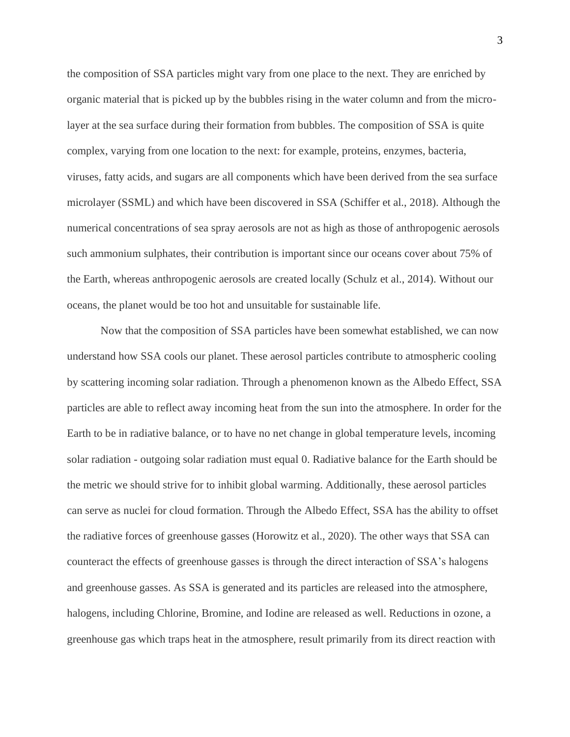the composition of SSA particles might vary from one place to the next. They are enriched by organic material that is picked up by the bubbles rising in the water column and from the micro-layer at the sea surface during their formation from bubbles. The composition of SSA is quite complex, varying from one location to the next: for example, proteins, enzymes, bacteria, viruses, fatty acids, and sugars are all components which have been derived from the sea surface microlayer (SSML) and which have been discovered in SSA (Schiffer et al., 2018). Although the numerical concentrations of sea spray aerosols are not as high as those of anthropogenic aerosols such ammonium sulphates, their contribution is important since our oceans cover about 75% of the Earth, whereas anthropogenic aerosols are created locally (Schulz et al., 2014). Without our oceans, the planet would be too hot and unsuitable for sustainable life.

Now that the composition of SSA particles have been somewhat established, we can now understand how SSA cools our planet. These aerosol particles contribute to atmospheric cooling by scattering incoming solar radiation. Through a phenomenon known as the Albedo Effect, SSA particles are able to reflect away incoming heat from the sun into the atmosphere. In order for the Earth to be in radiative balance, or to have no net change in global temperature levels, incoming solar radiation - outgoing solar radiation must equal 0. Radiative balance for the Earth should be the metric we should strive for to inhibit global warming. Additionally, these aerosol particles can serve as nuclei for cloud formation. Through the Albedo Effect, SSA has the ability to offset the radiative forces of greenhouse gasses (Horowitz et al., 2020). The other ways that SSA can counteract the effects of greenhouse gasses is through the direct interaction of SSA's halogens and greenhouse gasses. As SSA is generated and its particles are released into the atmosphere, halogens, including Chlorine, Bromine, and Iodine are released as well. Reductions in ozone, a greenhouse gas which traps heat in the atmosphere, result primarily from its direct reaction with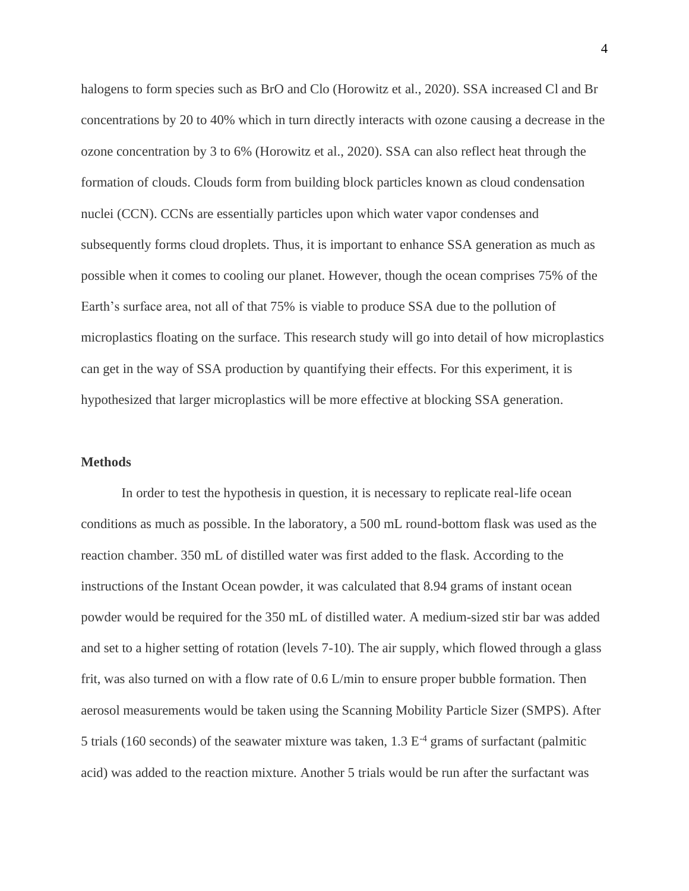halogens to form species such as BrO and Clo (Horowitz et al., 2020). SSA increased Cl and Br concentrations by 20 to 40% which in turn directly interacts with ozone causing a decrease in the ozone concentration by 3 to 6% (Horowitz et al., 2020). SSA can also reflect heat through the formation of clouds. Clouds form from building block particles known as cloud condensation nuclei (CCN). CCNs are essentially particles upon which water vapor condenses and subsequently forms cloud droplets. Thus, it is important to enhance SSA generation as much as possible when it comes to cooling our planet. However, though the ocean comprises 75% of the Earth's surface area, not all of that 75% is viable to produce SSA due to the pollution of microplastics floating on the surface. This research study will go into detail of how microplastics can get in the way of SSA production by quantifying their effects. For this experiment, it is hypothesized that larger microplastics will be more effective at blocking SSA generation.

## Methods

In order to test the hypothesis in question, it is necessary to replicate real-life ocean conditions as much as possible. In the laboratory, a 500 mL round-bottom flask was used as the reaction chamber. 350 mL of distilled water was first added to the flask. According to the instructions of the Instant Ocean powder, it was calculated that 8.94 grams of instant ocean powder would be required for the 350 mL of distilled water. A medium-sized stir bar was added and set to a higher setting of rotation (levels 7-10). The air supply, which flowed through a glass frit, was also turned on with a flow rate of 0.6 L/min to ensure proper bubble formation. Then aerosol measurements would be taken using the Scanning Mobility Particle Sizer (SMPS). After 5 trials (160 seconds) of the seawater mixture was taken, $1.3\ E^{-4}$ grams of surfactant (palmitic acid) was added to the reaction mixture. Another 5 trials would be run after the surfactant was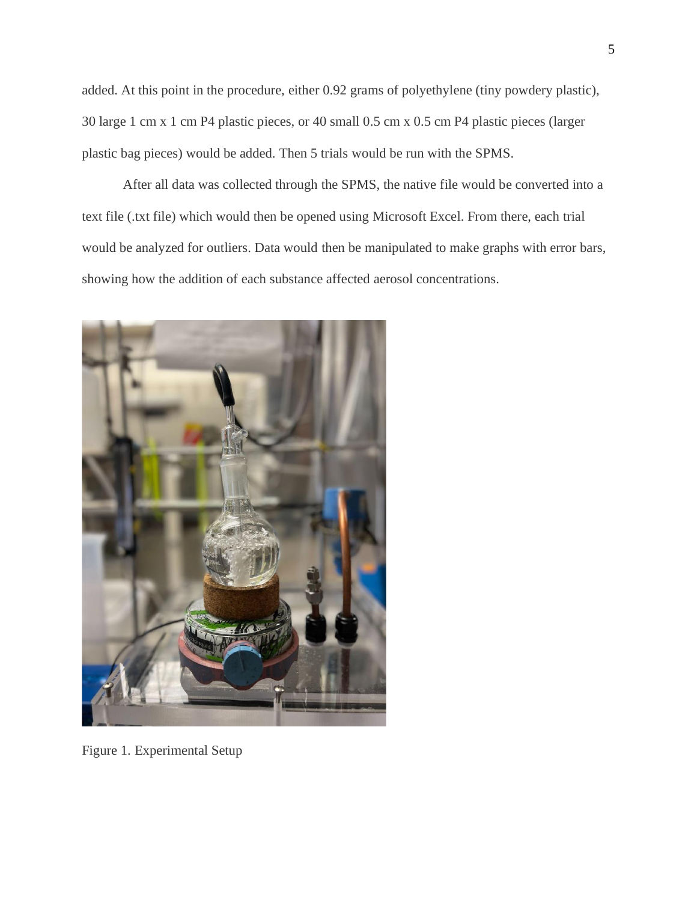added. At this point in the procedure, either 0.92 grams of polyethylene (tiny powdery plastic), 30 large 1 cm x 1 cm P4 plastic pieces, or 40 small 0.5 cm x 0.5 cm P4 plastic pieces (larger plastic bag pieces) would be added. Then 5 trials would be run with the SPMS.

After all data was collected through the SPMS, the native file would be converted into a text file (.txt file) which would then be opened using Microsoft Excel. From there, each trial would be analyzed for outliers. Data would then be manipulated to make graphs with error bars, showing how the addition of each substance affected aerosol concentrations.

Figure 1. Experimental Setup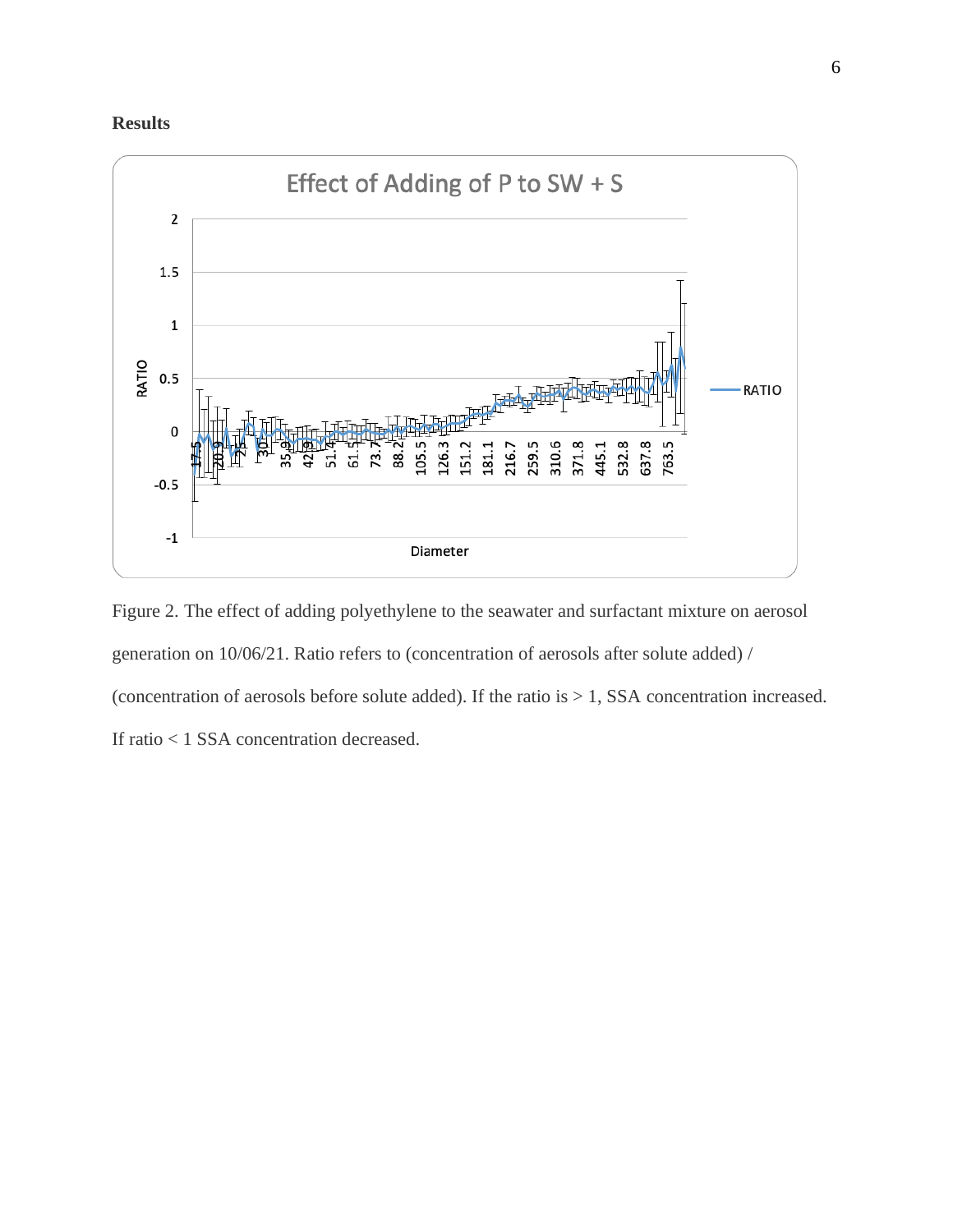## Results

Figure 2. The effect of adding polyethylene to the seawater and surfactant mixture on aerosol generation on 10/06/21. Ratio refers to (concentration of aerosols after solute added) / (concentration of aerosols before solute added). If the ratio is > 1, SSA concentration increased. If ratio < 1 SSA concentration decreased.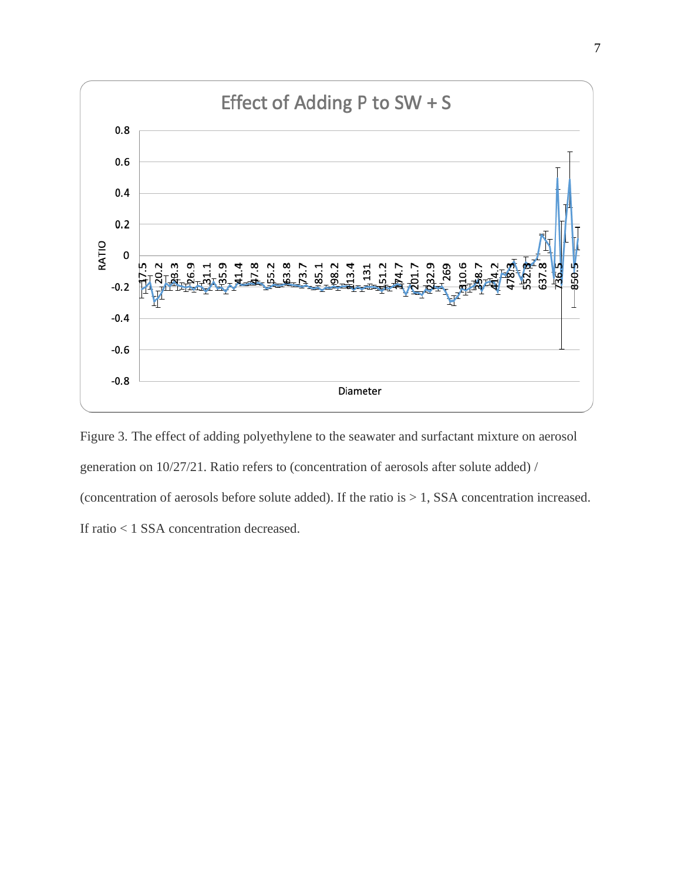Figure 3. The effect of adding polyethylene to the seawater and surfactant mixture on aerosol generation on 10/27/21. Ratio refers to (concentration of aerosols after solute added) / (concentration of aerosols before solute added). If the ratio is > 1, SSA concentration increased. If ratio < 1 SSA concentration decreased.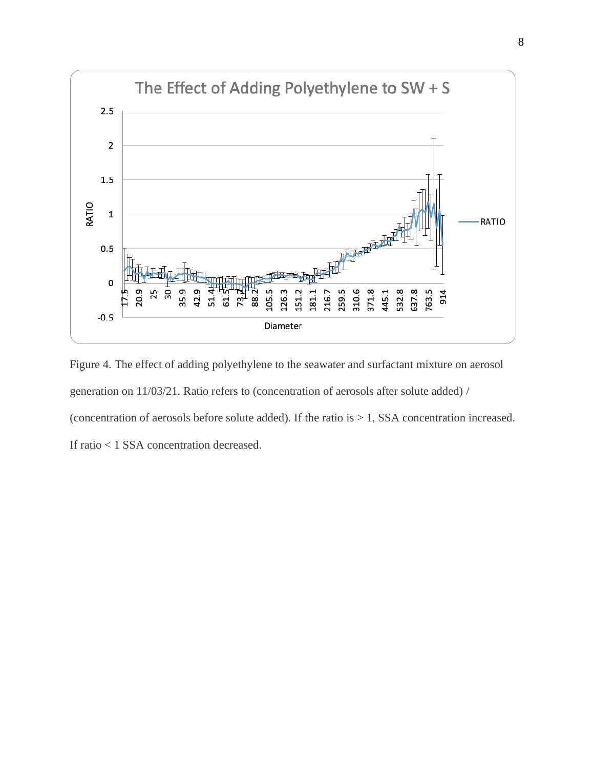Figure 4. The effect of adding polyethylene to the seawater and surfactant mixture on aerosol generation on 11/03/21. Ratio refers to (concentration of aerosols after solute added) / (concentration of aerosols before solute added). If the ratio is > 1, SSA concentration increased. If ratio < 1 SSA concentration decreased.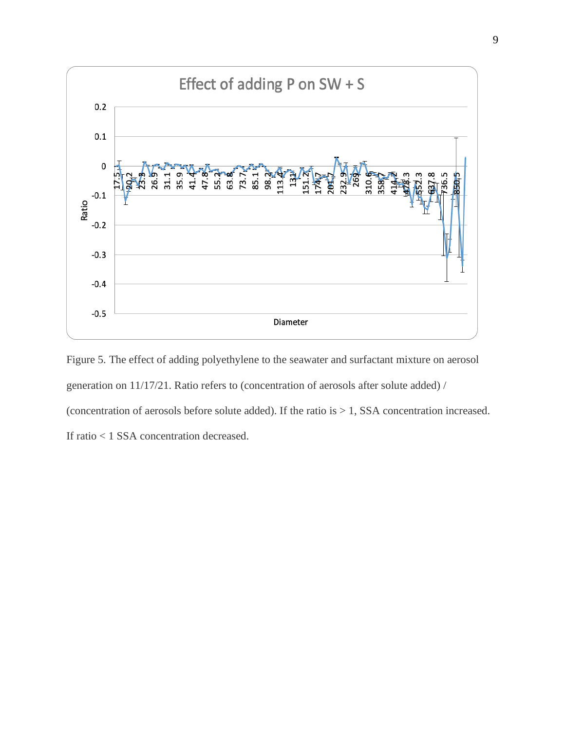Figure 5. The effect of adding polyethylene to the seawater and surfactant mixture on aerosol generation on 11/17/21. Ratio refers to (concentration of aerosols after solute added) / (concentration of aerosols before solute added). If the ratio is > 1, SSA concentration increased. If ratio < 1 SSA concentration decreased.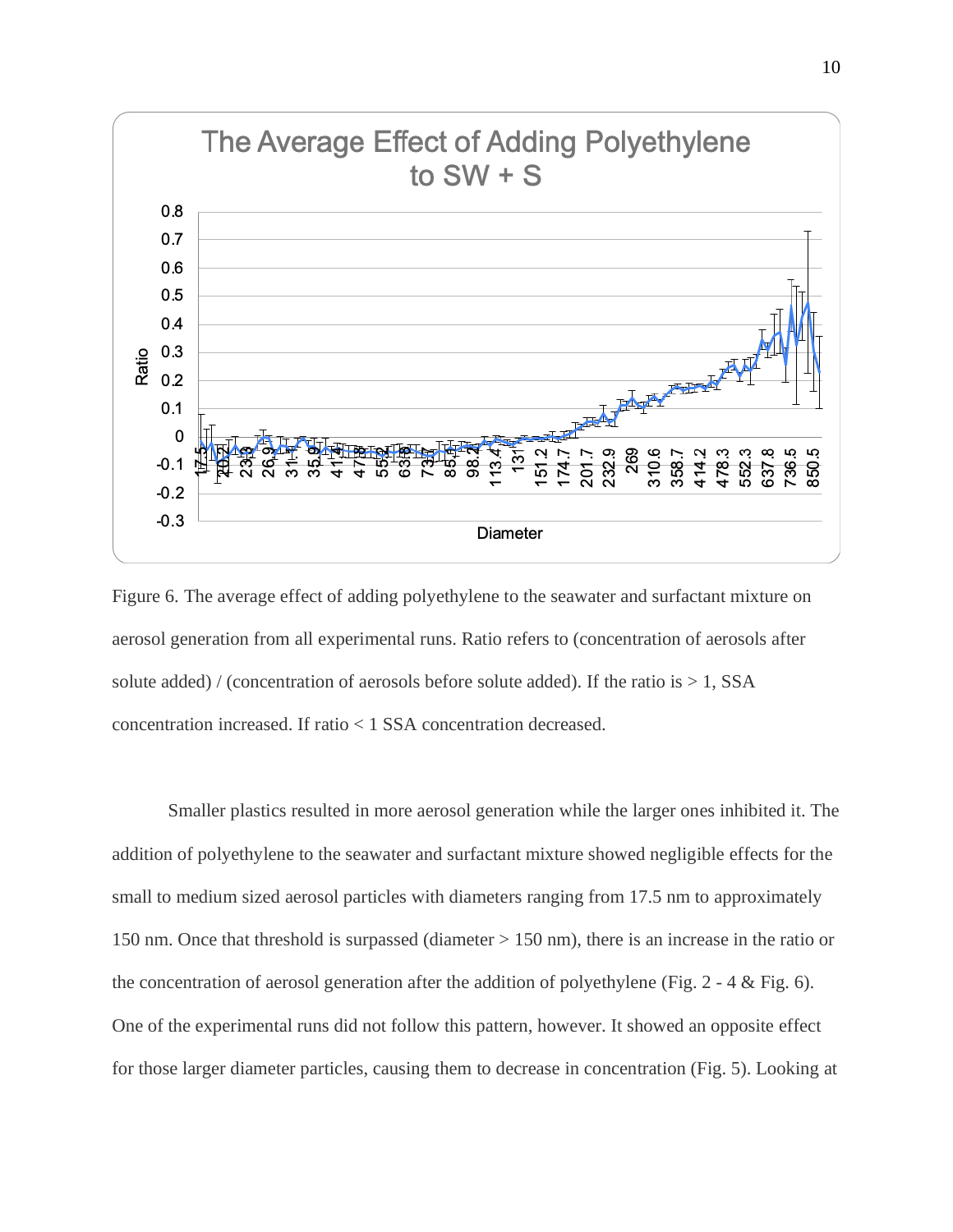Figure 6. The average effect of adding polyethylene to the seawater and surfactant mixture on aerosol generation from all experimental runs. Ratio refers to (concentration of aerosols after solute added) / (concentration of aerosols before solute added). If the ratio is > 1, SSA concentration increased. If ratio < 1 SSA concentration decreased.

Smaller plastics resulted in more aerosol generation while the larger ones inhibited it. The addition of polyethylene to the seawater and surfactant mixture showed negligible effects for the small to medium sized aerosol particles with diameters ranging from 17.5 nm to approximately 150 nm. Once that threshold is surpassed (diameter > 150 nm), there is an increase in the ratio or the concentration of aerosol generation after the addition of polyethylene (Fig. 2 - 4 & Fig. 6). One of the experimental runs did not follow this pattern, however. It showed an opposite effect for those larger diameter particles, causing them to decrease in concentration (Fig. 5). Looking at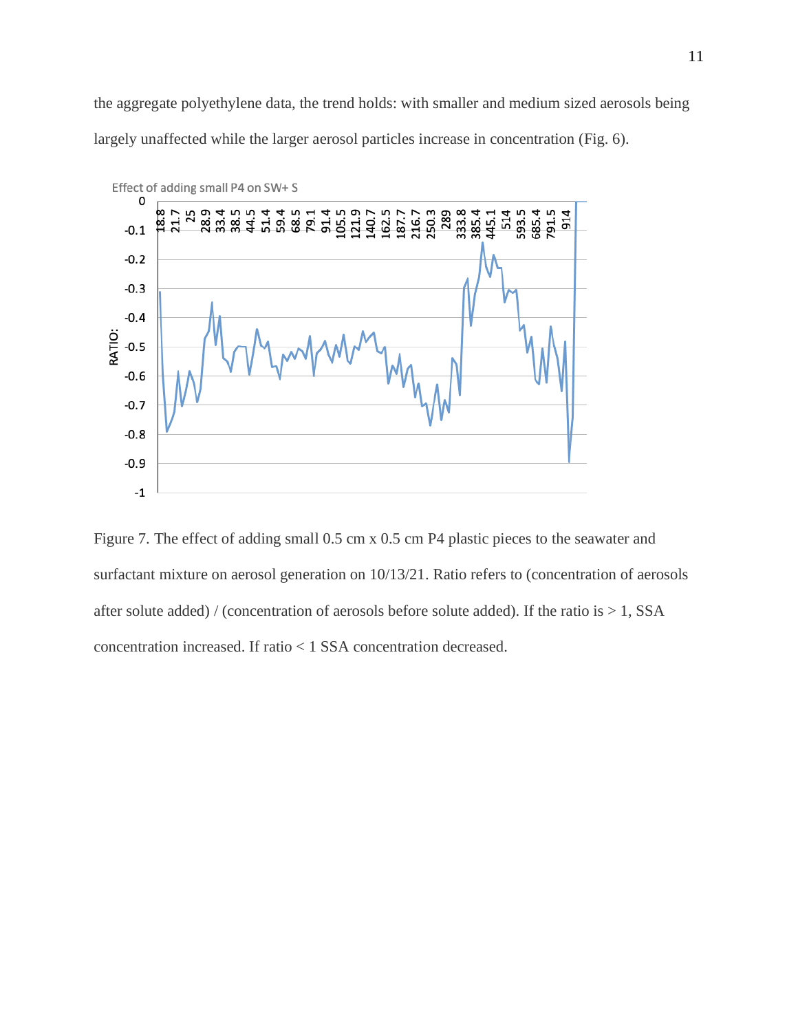the aggregate polyethylene data, the trend holds: with smaller and medium sized aerosols being largely unaffected while the larger aerosol particles increase in concentration (Fig. 6).

Figure 7. The effect of adding small 0.5 cm x 0.5 cm P4 plastic pieces to the seawater and surfactant mixture on aerosol generation on 10/13/21. Ratio refers to (concentration of aerosols after solute added) / (concentration of aerosols before solute added). If the ratio is > 1, SSA concentration increased. If ratio < 1 SSA concentration decreased.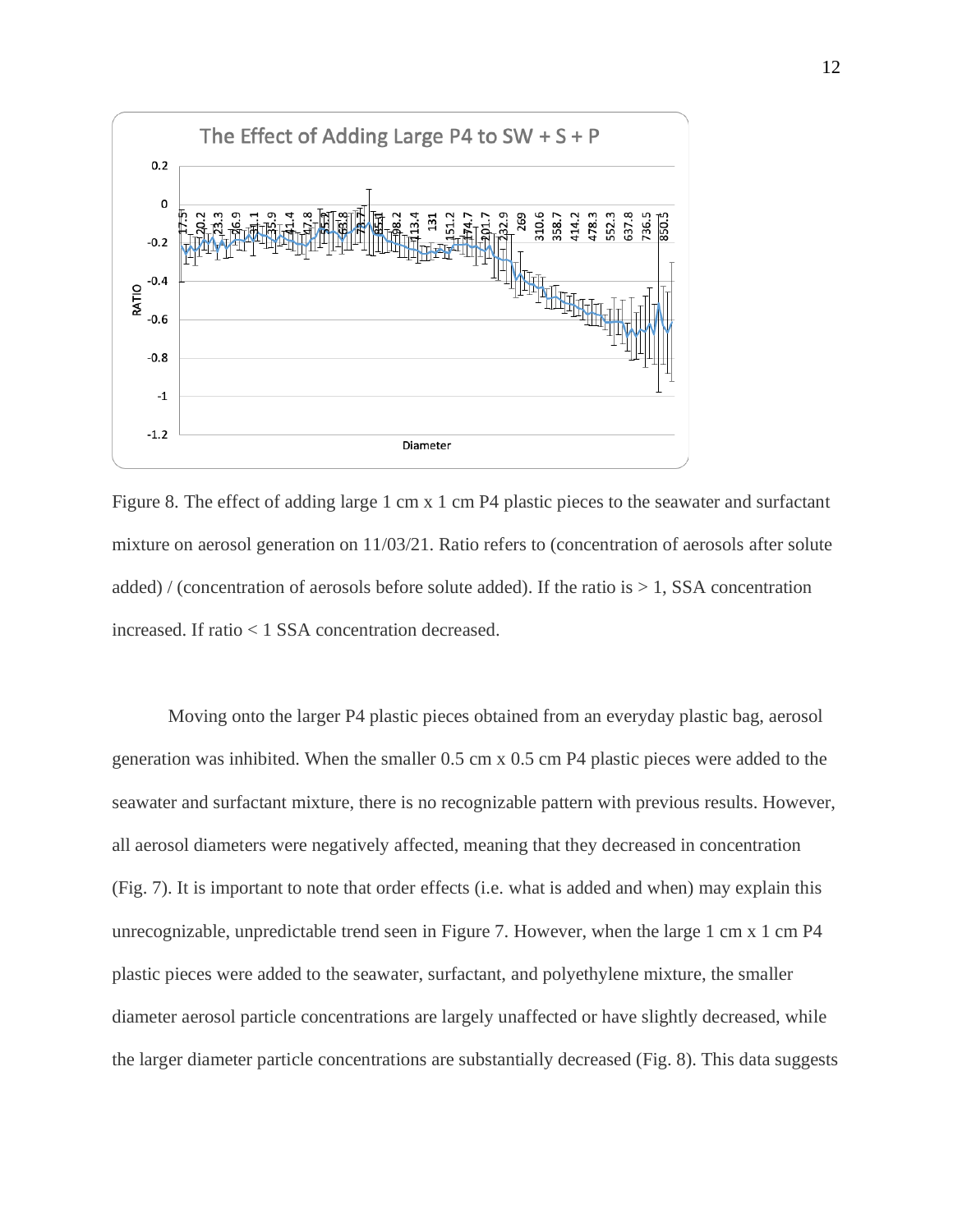Figure 8. The effect of adding large 1 cm x 1 cm P4 plastic pieces to the seawater and surfactant mixture on aerosol generation on 11/03/21. Ratio refers to (concentration of aerosols after solute added) / (concentration of aerosols before solute added). If the ratio is > 1, SSA concentration increased. If ratio < 1 SSA concentration decreased.

Moving onto the larger P4 plastic pieces obtained from an everyday plastic bag, aerosol generation was inhibited. When the smaller 0.5 cm x 0.5 cm P4 plastic pieces were added to the seawater and surfactant mixture, there is no recognizable pattern with previous results. However, all aerosol diameters were negatively affected, meaning that they decreased in concentration (Fig. 7). It is important to note that order effects (i.e. what is added and when) may explain this unrecognizable, unpredictable trend seen in Figure 7. However, when the large 1 cm x 1 cm P4 plastic pieces were added to the seawater, surfactant, and polyethylene mixture, the smaller diameter aerosol particle concentrations are largely unaffected or have slightly decreased, while the larger diameter particle concentrations are substantially decreased (Fig. 8). This data suggests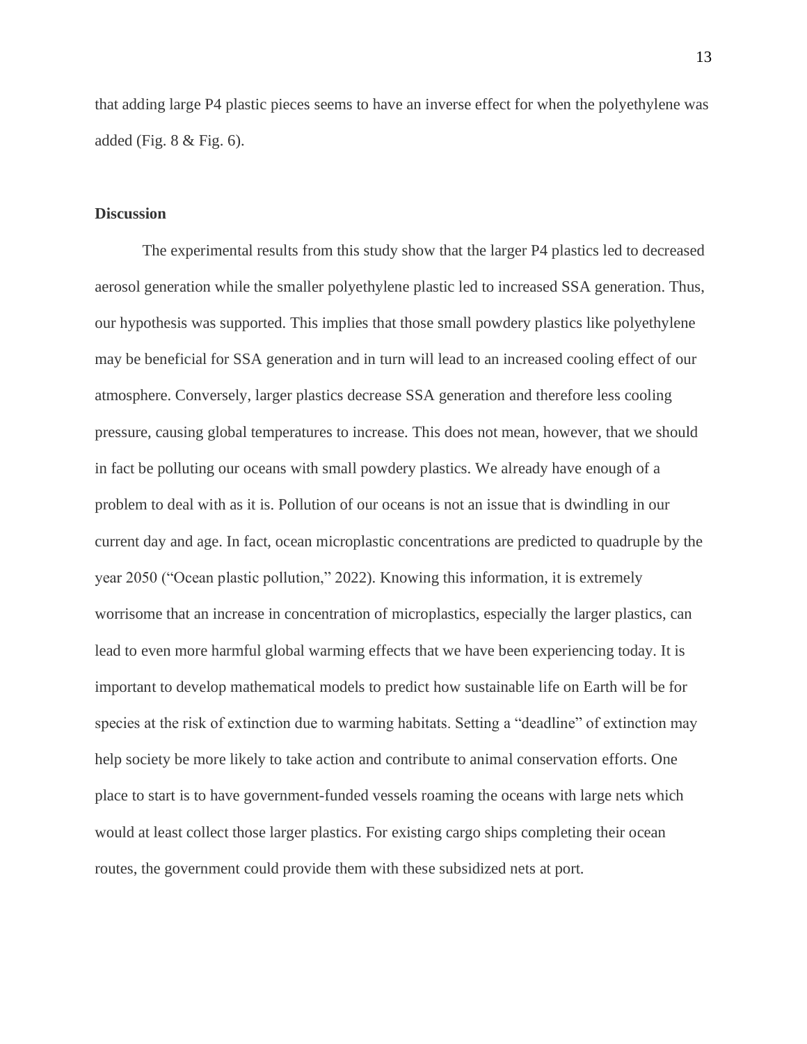that adding large P4 plastic pieces seems to have an inverse effect for when the polyethylene was added (Fig. 8 & Fig. 6).

## Discussion

The experimental results from this study show that the larger P4 plastics led to decreased aerosol generation while the smaller polyethylene plastic led to increased SSA generation. Thus, our hypothesis was supported. This implies that those small powdery plastics like polyethylene may be beneficial for SSA generation and in turn will lead to an increased cooling effect of our atmosphere. Conversely, larger plastics decrease SSA generation and therefore less cooling pressure, causing global temperatures to increase. This does not mean, however, that we should in fact be polluting our oceans with small powdery plastics. We already have enough of a problem to deal with as it is. Pollution of our oceans is not an issue that is dwindling in our current day and age. In fact, ocean microplastic concentrations are predicted to quadruple by the year 2050 ("Ocean plastic pollution," 2022). Knowing this information, it is extremely worrisome that an increase in concentration of microplastics, especially the larger plastics, can lead to even more harmful global warming effects that we have been experiencing today. It is important to develop mathematical models to predict how sustainable life on Earth will be for species at the risk of extinction due to warming habitats. Setting a "deadline" of extinction may help society be more likely to take action and contribute to animal conservation efforts. One place to start is to have government-funded vessels roaming the oceans with large nets which would at least collect those larger plastics. For existing cargo ships completing their ocean routes, the government could provide them with these subsidized nets at port.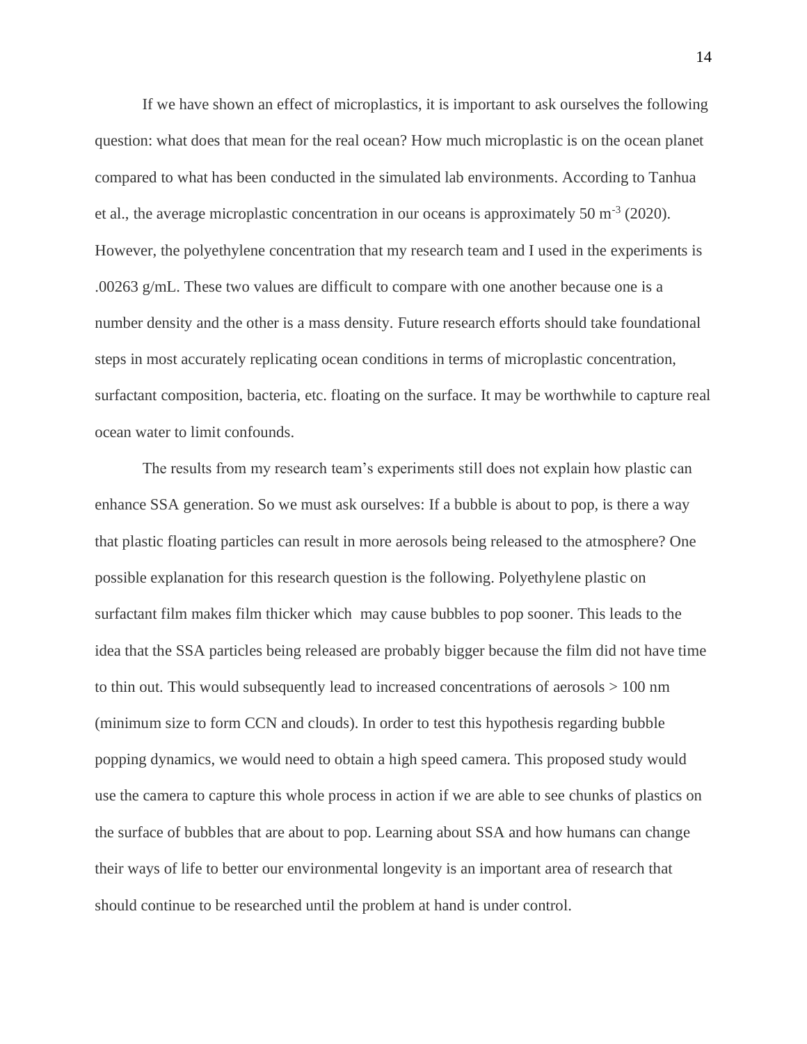If we have shown an effect of microplastics, it is important to ask ourselves the following question: what does that mean for the real ocean? How much microplastic is on the ocean planet compared to what has been conducted in the simulated lab environments. According to Tanhua et al., the average microplastic concentration in our oceans is approximately 50 $m^{-3}$ (2020). However, the polyethylene concentration that my research team and I used in the experiments is .00263 g/mL. These two values are difficult to compare with one another because one is a number density and the other is a mass density. Future research efforts should take foundational steps in most accurately replicating ocean conditions in terms of microplastic concentration, surfactant composition, bacteria, etc. floating on the surface. It may be worthwhile to capture real ocean water to limit confounds.

The results from my research team's experiments still does not explain how plastic can enhance SSA generation. So we must ask ourselves: If a bubble is about to pop, is there a way that plastic floating particles can result in more aerosols being released to the atmosphere? One possible explanation for this research question is the following. Polyethylene plastic on surfactant film makes film thicker which may cause bubbles to pop sooner. This leads to the idea that the SSA particles being released are probably bigger because the film did not have time to thin out. This would subsequently lead to increased concentrations of aerosols > 100 nm (minimum size to form CCN and clouds). In order to test this hypothesis regarding bubble popping dynamics, we would need to obtain a high speed camera. This proposed study would use the camera to capture this whole process in action if we are able to see chunks of plastics on the surface of bubbles that are about to pop. Learning about SSA and how humans can change their ways of life to better our environmental longevity is an important area of research that should continue to be researched until the problem at hand is under control.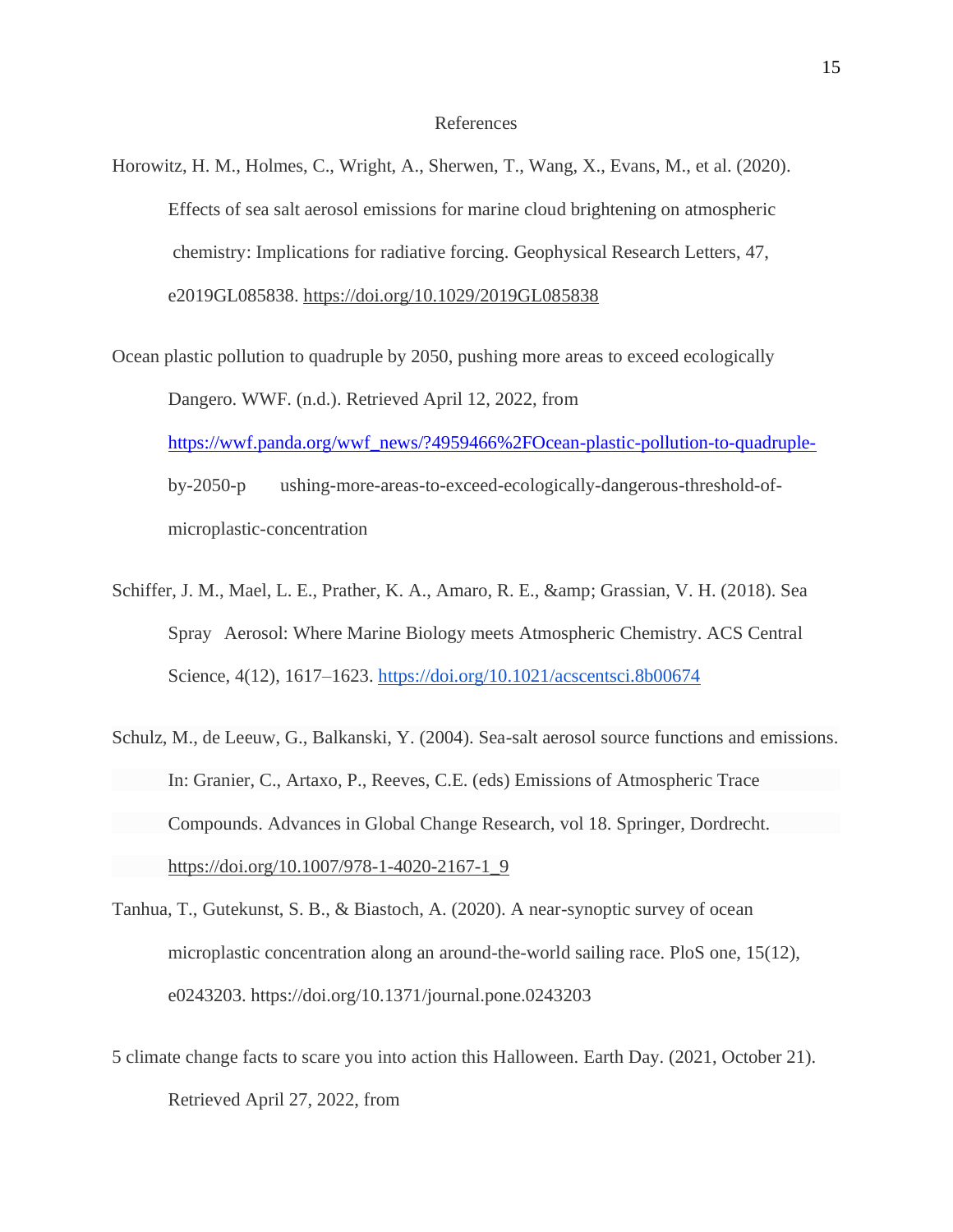# References

Horowitz, H. M., Holmes, C., Wright, A., Sherwen, T., Wang, X., Evans, M., et al. (2020). Effects of sea salt aerosol emissions for marine cloud brightening on atmospheric chemistry: Implications for radiative forcing. Geophysical Research Letters, 47, e2019GL085838. https://doi.org/10.1029/2019GL085838

Ocean plastic pollution to quadruple by 2050, pushing more areas to exceed ecologically Dangero. WWF. (n.d.). Retrieved April 12, 2022, from https://wwf.panda.org/wwf_news/?4959466%2FOcean-plastic-pollution-to-quadruple-by-2050-p ushing-more-areas-to-exceed-ecologically-dangerous-threshold-of-microplastic-concentration

Schiffer, J. M., Mael, L. E., Prather, K. A., Amaro, R. E., &amp; Grassian, V. H. (2018). Sea Spray Aerosol: Where Marine Biology meets Atmospheric Chemistry. ACS Central Science, 4(12), 1617–1623. https://doi.org/10.1021/acscentsci.8b00674

Schulz, M., de Leeuw, G., Balkanski, Y. (2004). Sea-salt aerosol source functions and emissions. In: Granier, C., Artaxo, P., Reeves, C.E. (eds) Emissions of Atmospheric Trace Compounds. Advances in Global Change Research, vol 18. Springer, Dordrecht. https://doi.org/10.1007/978-1-4020-2167-1_9

Tanhua, T., Gutekunst, S. B., & Biastoch, A. (2020). A near-synoptic survey of ocean microplastic concentration along an around-the-world sailing race. PloS one, 15(12), e0243203. https://doi.org/10.1371/journal.pone.0243203

5 climate change facts to scare you into action this Halloween. Earth Day. (2021, October 21). Retrieved April 27, 2022, from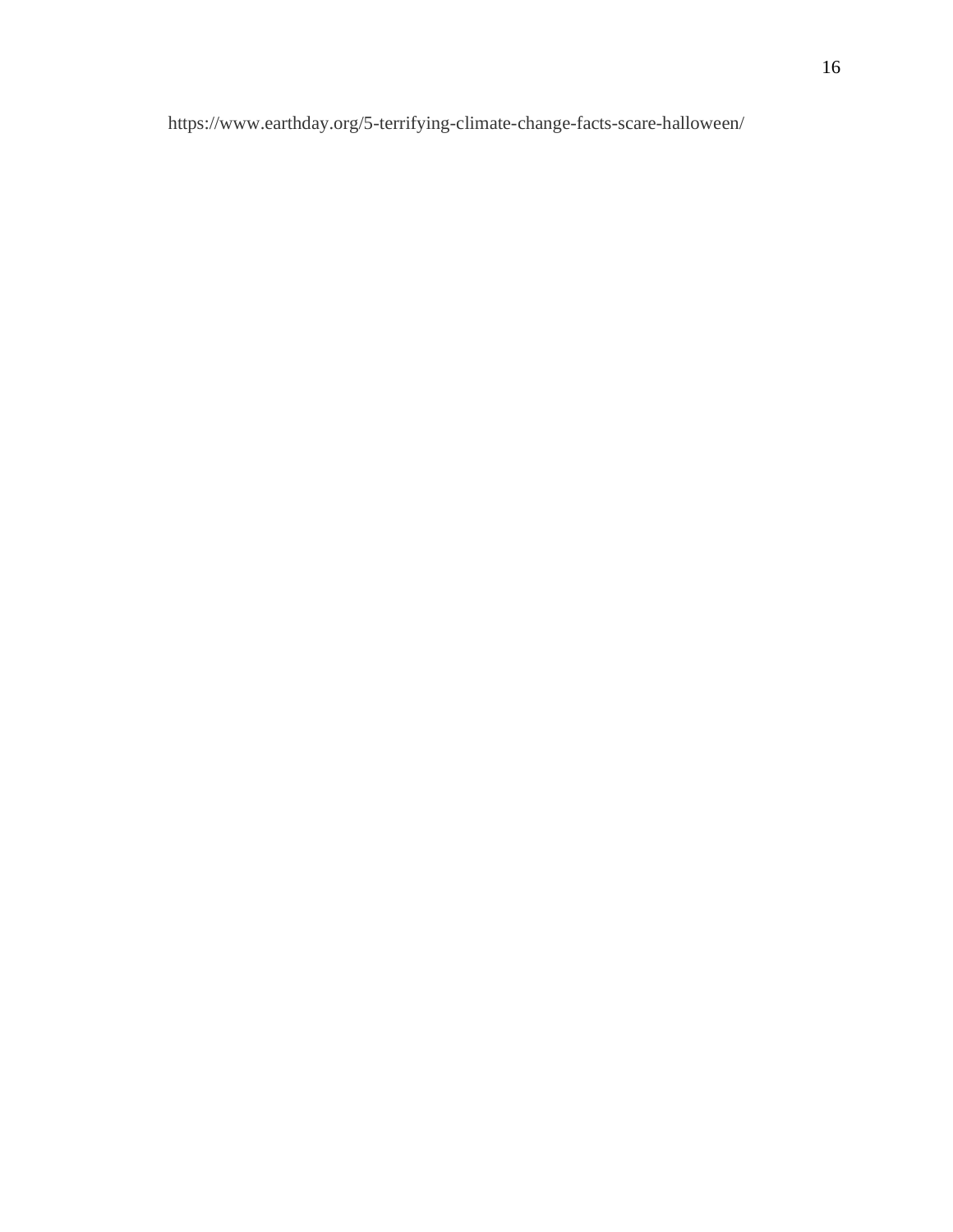https://www.earthday.org/5-terrifying-climate-change-facts-scare-halloween/